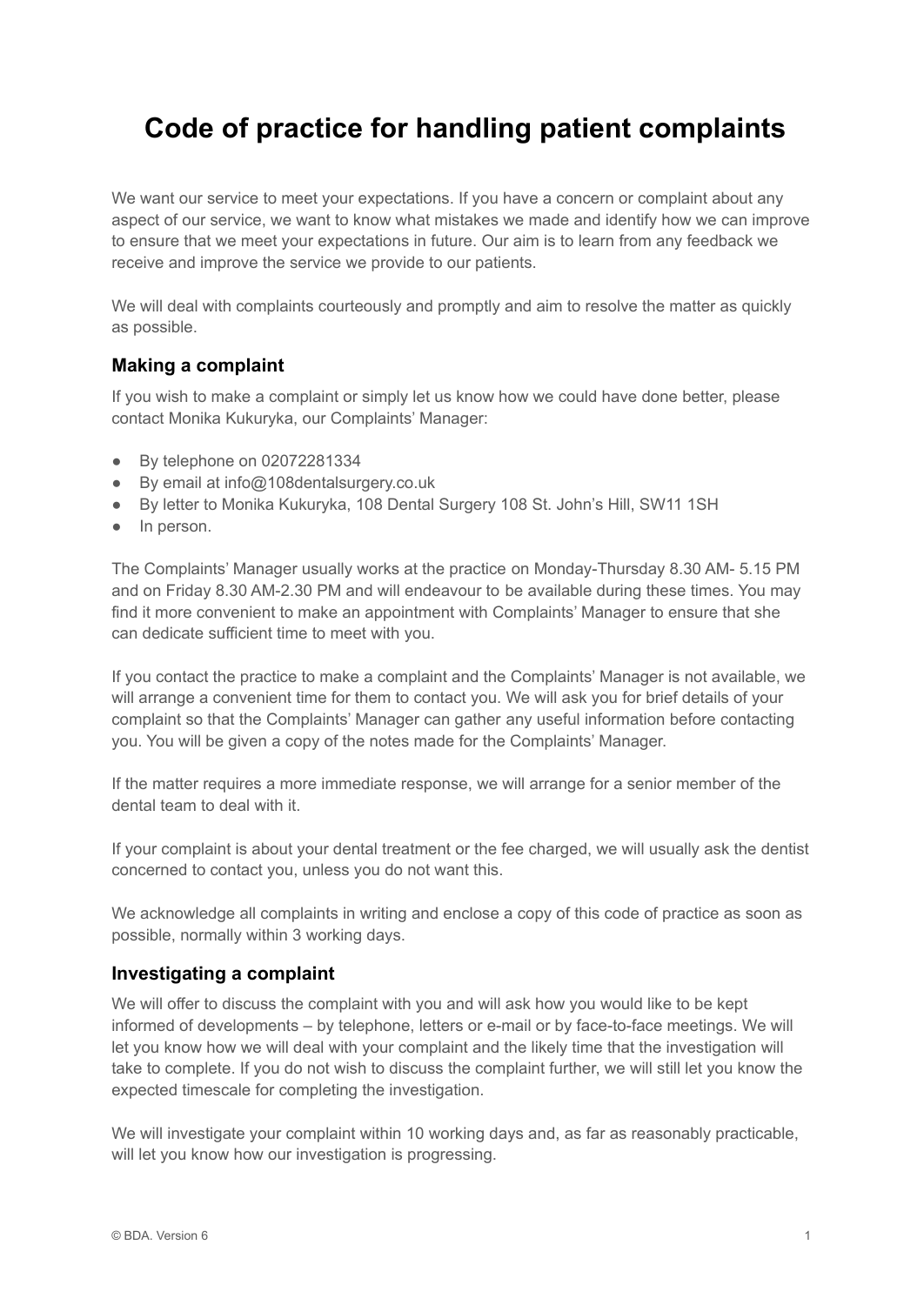# Code of practice for handling patient complaints

We want our service to meet your expectations. If you have a concern or complaint about any aspect of our service, we want to know what mistakes we made and identify how we can improve to ensure that we meet your expectations in future. Our aim is to learn from any feedback we receive and improve the service we provide to our patients.

We will deal with complaints courteously and promptly and aim to resolve the matter as quickly as possible.

## Making a complaint

If you wish to make a complaint or simply let us know how we could have done better, please contact Monika Kukuryka, our Complaints' Manager:

- By telephone on 02072281334
- By email at info@108dentalsurgery.co.uk
- By letter to Monika Kukuryka, 108 Dental Surgery 108 St. John's Hill, SW11 1SH
- In person.

The Complaints' Manager usually works at the practice on Monday-Thursday 8.30 AM- 5.15 PM and on Friday 8.30 AM-2.30 PM and will endeavour to be available during these times. You may find it more convenient to make an appointment with Complaints' Manager to ensure that she can dedicate sufficient time to meet with you.

If you contact the practice to make a complaint and the Complaints' Manager is not available, we will arrange a convenient time for them to contact you. We will ask you for brief details of your complaint so that the Complaints' Manager can gather any useful information before contacting you. You will be given a copy of the notes made for the Complaints' Manager.

If the matter requires a more immediate response, we will arrange for a senior member of the dental team to deal with it.

If your complaint is about your dental treatment or the fee charged, we will usually ask the dentist concerned to contact you, unless you do not want this.

We acknowledge all complaints in writing and enclose a copy of this code of practice as soon as possible, normally within 3 working days.

## Investigating a complaint

We will offer to discuss the complaint with you and will ask how you would like to be kept informed of developments – by telephone, letters or e-mail or by face-to-face meetings. We will let you know how we will deal with your complaint and the likely time that the investigation will take to complete. If you do not wish to discuss the complaint further, we will still let you know the expected timescale for completing the investigation.

We will investigate your complaint within 10 working days and, as far as reasonably practicable, will let you know how our investigation is progressing.

© BDA. Version 6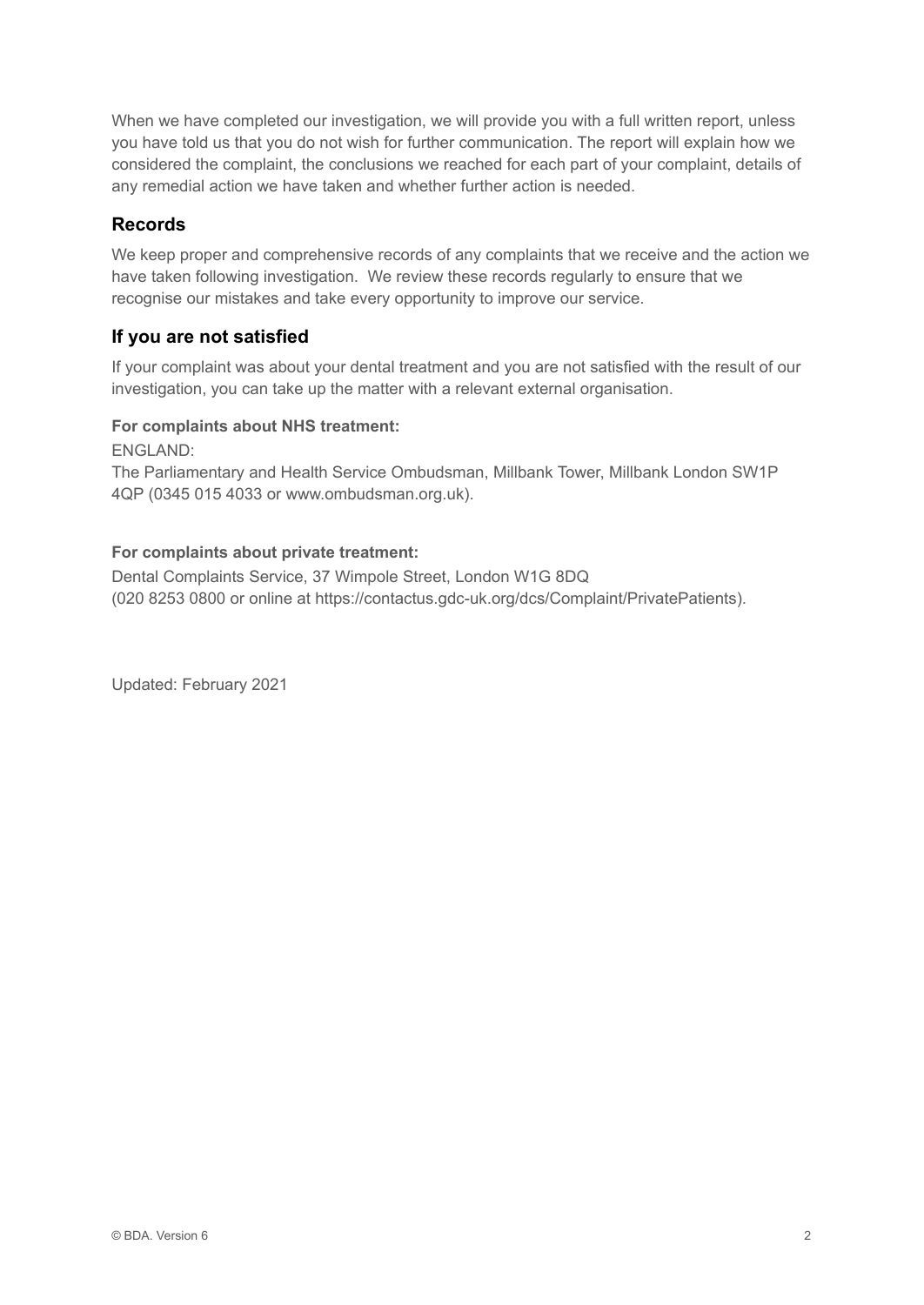When we have completed our investigation, we will provide you with a full written report, unless you have told us that you do not wish for further communication. The report will explain how we considered the complaint, the conclusions we reached for each part of your complaint, details of any remedial action we have taken and whether further action is needed.

## Records

We keep proper and comprehensive records of any complaints that we receive and the action we have taken following investigation. We review these records regularly to ensure that we recognise our mistakes and take every opportunity to improve our service.

## If you are not satisfied

If your complaint was about your dental treatment and you are not satisfied with the result of our investigation, you can take up the matter with a relevant external organisation.

**For complaints about NHS treatment:**

ENGLAND:
The Parliamentary and Health Service Ombudsman, Millbank Tower, Millbank London SW1P 4QP (0345 015 4033 or www.ombudsman.org.uk).

**For complaints about private treatment:**

Dental Complaints Service, 37 Wimpole Street, London W1G 8DQ
(020 8253 0800 or online at https://contactus.gdc-uk.org/dcs/Complaint/PrivatePatients).

Updated: February 2021